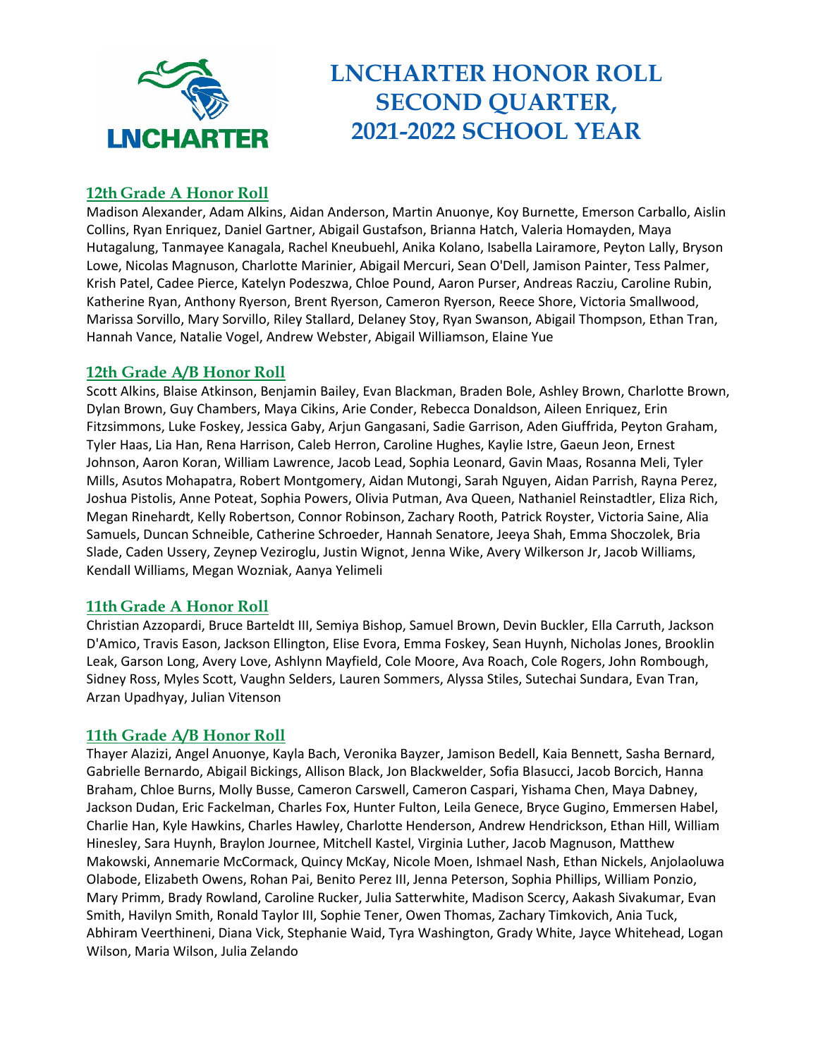# LNCHARTER HONOR ROLL SECOND QUARTER, 2021-2022 SCHOOL YEAR

## 12th Grade A Honor Roll

Madison Alexander, Adam Alkins, Aidan Anderson, Martin Anuonye, Koy Burnette, Emerson Carballo, Aislin Collins, Ryan Enriquez, Daniel Gartner, Abigail Gustafson, Brianna Hatch, Valeria Homayden, Maya Hutagalung, Tanmayee Kanagala, Rachel Kneubuehl, Anika Kolano, Isabella Lairamore, Peyton Lally, Bryson Lowe, Nicolas Magnuson, Charlotte Marinier, Abigail Mercuri, Sean O'Dell, Jamison Painter, Tess Palmer, Krish Patel, Cadee Pierce, Katelyn Podeszwa, Chloe Pound, Aaron Purser, Andreas Racziu, Caroline Rubin, Katherine Ryan, Anthony Ryerson, Brent Ryerson, Cameron Ryerson, Reece Shore, Victoria Smallwood, Marissa Sorvillo, Mary Sorvillo, Riley Stallard, Delaney Stoy, Ryan Swanson, Abigail Thompson, Ethan Tran, Hannah Vance, Natalie Vogel, Andrew Webster, Abigail Williamson, Elaine Yue

## 12th Grade A/B Honor Roll

Scott Alkins, Blaise Atkinson, Benjamin Bailey, Evan Blackman, Braden Bole, Ashley Brown, Charlotte Brown, Dylan Brown, Guy Chambers, Maya Cikins, Arie Conder, Rebecca Donaldson, Aileen Enriquez, Erin Fitzsimmons, Luke Foskey, Jessica Gaby, Arjun Gangasani, Sadie Garrison, Aden Giuffrida, Peyton Graham, Tyler Haas, Lia Han, Rena Harrison, Caleb Herron, Caroline Hughes, Kaylie Istre, Gaeun Jeon, Ernest Johnson, Aaron Koran, William Lawrence, Jacob Lead, Sophia Leonard, Gavin Maas, Rosanna Meli, Tyler Mills, Asutos Mohapatra, Robert Montgomery, Aidan Mutongi, Sarah Nguyen, Aidan Parrish, Rayna Perez, Joshua Pistolis, Anne Poteat, Sophia Powers, Olivia Putman, Ava Queen, Nathaniel Reinstadtler, Eliza Rich, Megan Rinehardt, Kelly Robertson, Connor Robinson, Zachary Rooth, Patrick Royster, Victoria Saine, Alia Samuels, Duncan Schneible, Catherine Schroeder, Hannah Senatore, Jeeya Shah, Emma Shoczolek, Bria Slade, Caden Ussery, Zeynep Veziroglu, Justin Wignot, Jenna Wike, Avery Wilkerson Jr, Jacob Williams, Kendall Williams, Megan Wozniak, Aanya Yelimeli

## 11th Grade A Honor Roll

Christian Azzopardi, Bruce Barteldt III, Semiya Bishop, Samuel Brown, Devin Buckler, Ella Carruth, Jackson D'Amico, Travis Eason, Jackson Ellington, Elise Evora, Emma Foskey, Sean Huynh, Nicholas Jones, Brooklin Leak, Garson Long, Avery Love, Ashlynn Mayfield, Cole Moore, Ava Roach, Cole Rogers, John Rombough, Sidney Ross, Myles Scott, Vaughn Selders, Lauren Sommers, Alyssa Stiles, Sutechai Sundara, Evan Tran, Arzan Upadhyay, Julian Vitenson

## 11th Grade A/B Honor Roll

Thayer Alazizi, Angel Anuonye, Kayla Bach, Veronika Bayzer, Jamison Bedell, Kaia Bennett, Sasha Bernard, Gabrielle Bernardo, Abigail Bickings, Allison Black, Jon Blackwelder, Sofia Blasucci, Jacob Borcich, Hanna Braham, Chloe Burns, Molly Busse, Cameron Carswell, Cameron Caspari, Yishama Chen, Maya Dabney, Jackson Dudan, Eric Fackelman, Charles Fox, Hunter Fulton, Leila Genece, Bryce Gugino, Emmersen Habel, Charlie Han, Kyle Hawkins, Charles Hawley, Charlotte Henderson, Andrew Hendrickson, Ethan Hill, William Hinesley, Sara Huynh, Braylon Journee, Mitchell Kastel, Virginia Luther, Jacob Magnuson, Matthew Makowski, Annemarie McCormack, Quincy McKay, Nicole Moen, Ishmael Nash, Ethan Nickels, Anjolaoluwa Olabode, Elizabeth Owens, Rohan Pai, Benito Perez III, Jenna Peterson, Sophia Phillips, William Ponzio, Mary Primm, Brady Rowland, Caroline Rucker, Julia Satterwhite, Madison Scercy, Aakash Sivakumar, Evan Smith, Havilyn Smith, Ronald Taylor III, Sophie Tener, Owen Thomas, Zachary Timkovich, Ania Tuck, Abhiram Veerthineni, Diana Vick, Stephanie Waid, Tyra Washington, Grady White, Jayce Whitehead, Logan Wilson, Maria Wilson, Julia Zelando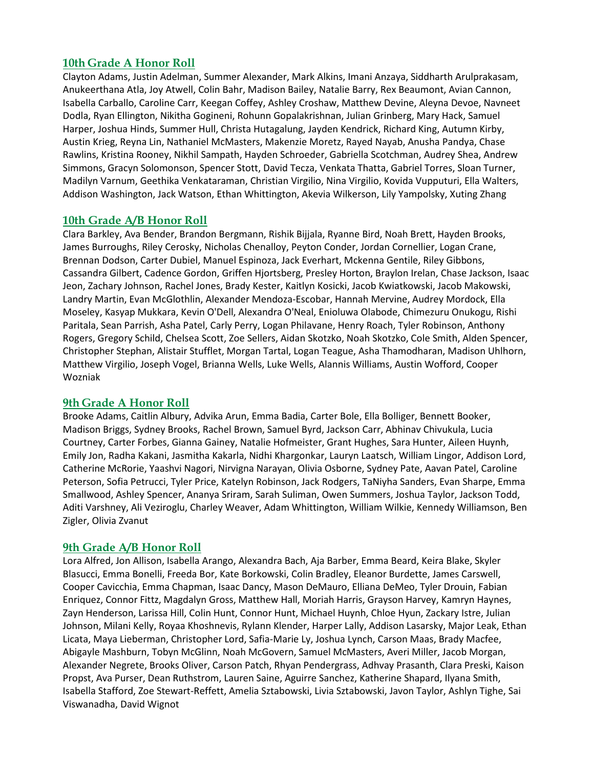## 10th Grade A Honor Roll

Clayton Adams, Justin Adelman, Summer Alexander, Mark Alkins, Imani Anzaya, Siddharth Arulprakasam, Anukeerthana Atla, Joy Atwell, Colin Bahr, Madison Bailey, Natalie Barry, Rex Beaumont, Avian Cannon, Isabella Carballo, Caroline Carr, Keegan Coffey, Ashley Croshaw, Matthew Devine, Aleyna Devoe, Navneet Dodla, Ryan Ellington, Nikitha Gogineni, Rohunn Gopalakrishnan, Julian Grinberg, Mary Hack, Samuel Harper, Joshua Hinds, Summer Hull, Christa Hutagalung, Jayden Kendrick, Richard King, Autumn Kirby, Austin Krieg, Reyna Lin, Nathaniel McMasters, Makenzie Moretz, Rayed Nayab, Anusha Pandya, Chase Rawlins, Kristina Rooney, Nikhil Sampath, Hayden Schroeder, Gabriella Scotchman, Audrey Shea, Andrew Simmons, Gracyn Solomonson, Spencer Stott, David Tecza, Venkata Thatta, Gabriel Torres, Sloan Turner, Madilyn Varnum, Geethika Venkataraman, Christian Virgilio, Nina Virgilio, Kovida Vupputuri, Ella Walters, Addison Washington, Jack Watson, Ethan Whittington, Akevia Wilkerson, Lily Yampolsky, Xuting Zhang

## 10th Grade A/B Honor Roll

Clara Barkley, Ava Bender, Brandon Bergmann, Rishik Bijjala, Ryanne Bird, Noah Brett, Hayden Brooks, James Burroughs, Riley Cerosky, Nicholas Chenalloy, Peyton Conder, Jordan Cornellier, Logan Crane, Brennan Dodson, Carter Dubiel, Manuel Espinoza, Jack Everhart, Mckenna Gentile, Riley Gibbons, Cassandra Gilbert, Cadence Gordon, Griffen Hjortsberg, Presley Horton, Braylon Irelan, Chase Jackson, Isaac Jeon, Zachary Johnson, Rachel Jones, Brady Kester, Kaitlyn Kosicki, Jacob Kwiatkowski, Jacob Makowski, Landry Martin, Evan McGlothlin, Alexander Mendoza-Escobar, Hannah Mervine, Audrey Mordock, Ella Moseley, Kasyap Mukkara, Kevin O'Dell, Alexandra O'Neal, Enioluwa Olabode, Chimezuru Onukogu, Rishi Paritala, Sean Parrish, Asha Patel, Carly Perry, Logan Philavane, Henry Roach, Tyler Robinson, Anthony Rogers, Gregory Schild, Chelsea Scott, Zoe Sellers, Aidan Skotzko, Noah Skotzko, Cole Smith, Alden Spencer, Christopher Stephan, Alistair Stufflet, Morgan Tartal, Logan Teague, Asha Thamodharan, Madison Uhlhorn, Matthew Virgilio, Joseph Vogel, Brianna Wells, Luke Wells, Alannis Williams, Austin Wofford, Cooper Wozniak

## 9th Grade A Honor Roll

Brooke Adams, Caitlin Albury, Advika Arun, Emma Badia, Carter Bole, Ella Bolliger, Bennett Booker, Madison Briggs, Sydney Brooks, Rachel Brown, Samuel Byrd, Jackson Carr, Abhinav Chivukula, Lucia Courtney, Carter Forbes, Gianna Gainey, Natalie Hofmeister, Grant Hughes, Sara Hunter, Aileen Huynh, Emily Jon, Radha Kakani, Jasmitha Kakarla, Nidhi Khargonkar, Lauryn Laatsch, William Lingor, Addison Lord, Catherine McRorie, Yaashvi Nagori, Nirvigna Narayan, Olivia Osborne, Sydney Pate, Aavan Patel, Caroline Peterson, Sofia Petrucci, Tyler Price, Katelyn Robinson, Jack Rodgers, TaNiyha Sanders, Evan Sharpe, Emma Smallwood, Ashley Spencer, Ananya Sriram, Sarah Suliman, Owen Summers, Joshua Taylor, Jackson Todd, Aditi Varshney, Ali Veziroglu, Charley Weaver, Adam Whittington, William Wilkie, Kennedy Williamson, Ben Zigler, Olivia Zvanut

## 9th Grade A/B Honor Roll

Lora Alfred, Jon Allison, Isabella Arango, Alexandra Bach, Aja Barber, Emma Beard, Keira Blake, Skyler Blasucci, Emma Bonelli, Freeda Bor, Kate Borkowski, Colin Bradley, Eleanor Burdette, James Carswell, Cooper Cavicchia, Emma Chapman, Isaac Dancy, Mason DeMauro, Elliana DeMeo, Tyler Drouin, Fabian Enriquez, Connor Fittz, Magdalyn Gross, Matthew Hall, Moriah Harris, Grayson Harvey, Kamryn Haynes, Zayn Henderson, Larissa Hill, Colin Hunt, Connor Hunt, Michael Huynh, Chloe Hyun, Zackary Istre, Julian Johnson, Milani Kelly, Royaa Khoshnevis, Rylann Klender, Harper Lally, Addison Lasarsky, Major Leak, Ethan Licata, Maya Lieberman, Christopher Lord, Safia-Marie Ly, Joshua Lynch, Carson Maas, Brady Macfee, Abigayle Mashburn, Tobyn McGlinn, Noah McGovern, Samuel McMasters, Averi Miller, Jacob Morgan, Alexander Negrete, Brooks Oliver, Carson Patch, Rhyan Pendergrass, Adhvay Prasanth, Clara Preski, Kaison Propst, Ava Purser, Dean Ruthstrom, Lauren Saine, Aguirre Sanchez, Katherine Shapard, Ilyana Smith, Isabella Stafford, Zoe Stewart-Reffett, Amelia Sztabowski, Livia Sztabowski, Javon Taylor, Ashlyn Tighe, Sai Viswanadha, David Wignot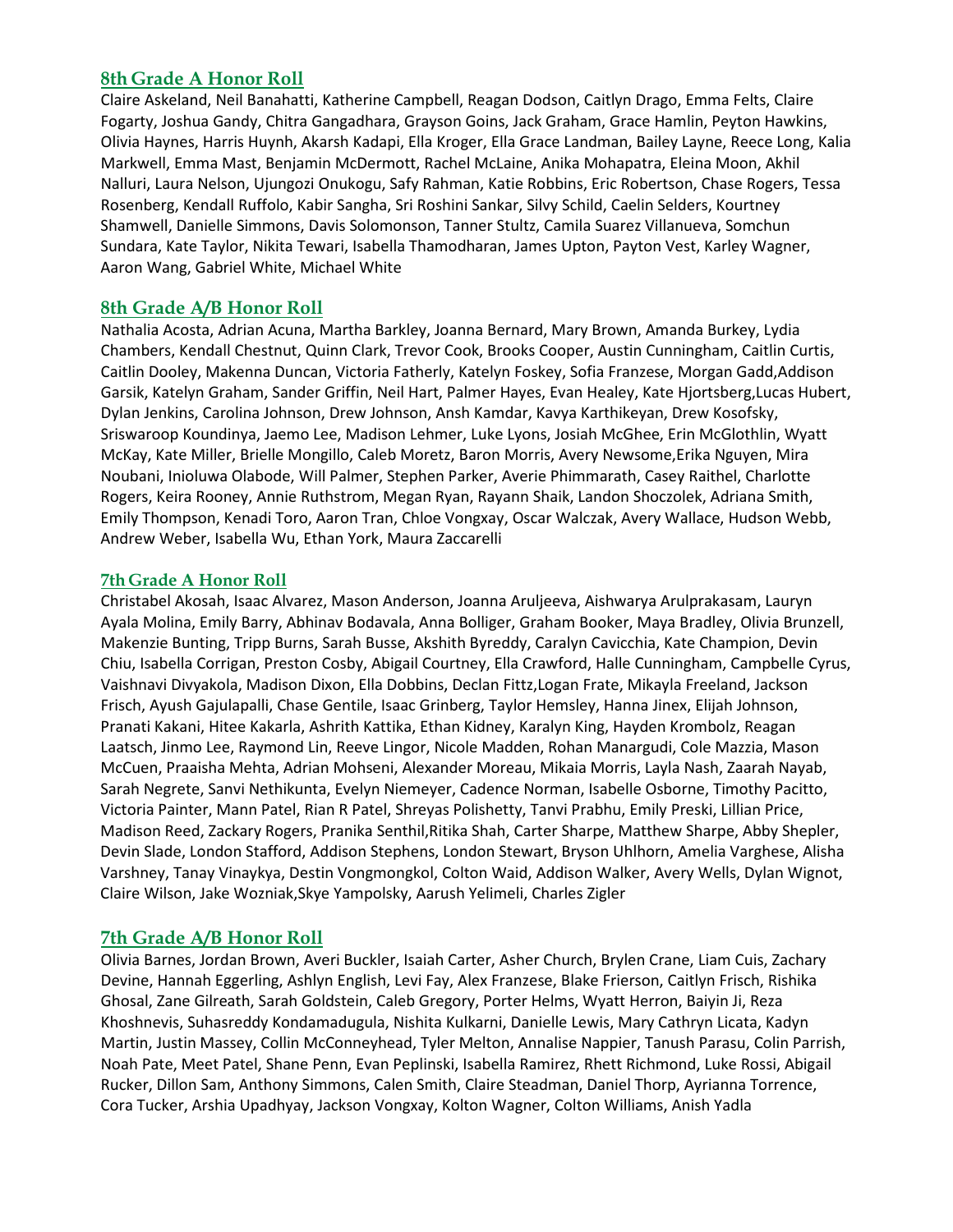## 8th Grade A Honor Roll

Claire Askeland, Neil Banahatti, Katherine Campbell, Reagan Dodson, Caitlyn Drago, Emma Felts, Claire Fogarty, Joshua Gandy, Chitra Gangadhara, Grayson Goins, Jack Graham, Grace Hamlin, Peyton Hawkins, Olivia Haynes, Harris Huynh, Akarsh Kadapi, Ella Kroger, Ella Grace Landman, Bailey Layne, Reece Long, Kalia Markwell, Emma Mast, Benjamin McDermott, Rachel McLaine, Anika Mohapatra, Eleina Moon, Akhil Nalluri, Laura Nelson, Ujungozi Onukogu, Safy Rahman, Katie Robbins, Eric Robertson, Chase Rogers, Tessa Rosenberg, Kendall Ruffolo, Kabir Sangha, Sri Roshini Sankar, Silvy Schild, Caelin Selders, Kourtney Shamwell, Danielle Simmons, Davis Solomonson, Tanner Stultz, Camila Suarez Villanueva, Somchun Sundara, Kate Taylor, Nikita Tewari, Isabella Thamodharan, James Upton, Payton Vest, Karley Wagner, Aaron Wang, Gabriel White, Michael White

## 8th Grade A/B Honor Roll

Nathalia Acosta, Adrian Acuna, Martha Barkley, Joanna Bernard, Mary Brown, Amanda Burkey, Lydia Chambers, Kendall Chestnut, Quinn Clark, Trevor Cook, Brooks Cooper, Austin Cunningham, Caitlin Curtis, Caitlin Dooley, Makenna Duncan, Victoria Fatherly, Katelyn Foskey, Sofia Franzese, Morgan Gadd,Addison Garsik, Katelyn Graham, Sander Griffin, Neil Hart, Palmer Hayes, Evan Healey, Kate Hjortsberg,Lucas Hubert, Dylan Jenkins, Carolina Johnson, Drew Johnson, Ansh Kamdar, Kavya Karthikeyan, Drew Kosofsky, Sriswaroop Koundinya, Jaemo Lee, Madison Lehmer, Luke Lyons, Josiah McGhee, Erin McGlothlin, Wyatt McKay, Kate Miller, Brielle Mongillo, Caleb Moretz, Baron Morris, Avery Newsome,Erika Nguyen, Mira Noubani, Inioluwa Olabode, Will Palmer, Stephen Parker, Averie Phimmarath, Casey Raithel, Charlotte Rogers, Keira Rooney, Annie Ruthstrom, Megan Ryan, Rayann Shaik, Landon Shoczolek, Adriana Smith, Emily Thompson, Kenadi Toro, Aaron Tran, Chloe Vongxay, Oscar Walczak, Avery Wallace, Hudson Webb, Andrew Weber, Isabella Wu, Ethan York, Maura Zaccarelli

## 7th Grade A Honor Roll

Christabel Akosah, Isaac Alvarez, Mason Anderson, Joanna Aruljeeva, Aishwarya Arulprakasam, Lauryn Ayala Molina, Emily Barry, Abhinav Bodavala, Anna Bolliger, Graham Booker, Maya Bradley, Olivia Brunzell, Makenzie Bunting, Tripp Burns, Sarah Busse, Akshith Byreddy, Caralyn Cavicchia, Kate Champion, Devin Chiu, Isabella Corrigan, Preston Cosby, Abigail Courtney, Ella Crawford, Halle Cunningham, Campbelle Cyrus, Vaishnavi Divyakola, Madison Dixon, Ella Dobbins, Declan Fittz,Logan Frate, Mikayla Freeland, Jackson Frisch, Ayush Gajulapalli, Chase Gentile, Isaac Grinberg, Taylor Hemsley, Hanna Jinex, Elijah Johnson, Pranati Kakani, Hitee Kakarla, Ashrith Kattika, Ethan Kidney, Karalyn King, Hayden Krombolz, Reagan Laatsch, Jinmo Lee, Raymond Lin, Reeve Lingor, Nicole Madden, Rohan Manargudi, Cole Mazzia, Mason McCuen, Praaisha Mehta, Adrian Mohseni, Alexander Moreau, Mikaia Morris, Layla Nash, Zaarah Nayab, Sarah Negrete, Sanvi Nethikunta, Evelyn Niemeyer, Cadence Norman, Isabelle Osborne, Timothy Pacitto, Victoria Painter, Mann Patel, Rian R Patel, Shreyas Polishetty, Tanvi Prabhu, Emily Preski, Lillian Price, Madison Reed, Zackary Rogers, Pranika Senthil,Ritika Shah, Carter Sharpe, Matthew Sharpe, Abby Shepler, Devin Slade, London Stafford, Addison Stephens, London Stewart, Bryson Uhlhorn, Amelia Varghese, Alisha Varshney, Tanay Vinaykya, Destin Vongmongkol, Colton Waid, Addison Walker, Avery Wells, Dylan Wignot, Claire Wilson, Jake Wozniak,Skye Yampolsky, Aarush Yelimeli, Charles Zigler

## 7th Grade A/B Honor Roll

Olivia Barnes, Jordan Brown, Averi Buckler, Isaiah Carter, Asher Church, Brylen Crane, Liam Cuis, Zachary Devine, Hannah Eggerling, Ashlyn English, Levi Fay, Alex Franzese, Blake Frierson, Caitlyn Frisch, Rishika Ghosal, Zane Gilreath, Sarah Goldstein, Caleb Gregory, Porter Helms, Wyatt Herron, Baiyin Ji, Reza Khoshnevis, Suhasreddy Kondamadugula, Nishita Kulkarni, Danielle Lewis, Mary Cathryn Licata, Kadyn Martin, Justin Massey, Collin McConneyhead, Tyler Melton, Annalise Nappier, Tanush Parasu, Colin Parrish, Noah Pate, Meet Patel, Shane Penn, Evan Peplinski, Isabella Ramirez, Rhett Richmond, Luke Rossi, Abigail Rucker, Dillon Sam, Anthony Simmons, Calen Smith, Claire Steadman, Daniel Thorp, Ayrianna Torrence, Cora Tucker, Arshia Upadhyay, Jackson Vongxay, Kolton Wagner, Colton Williams, Anish Yadla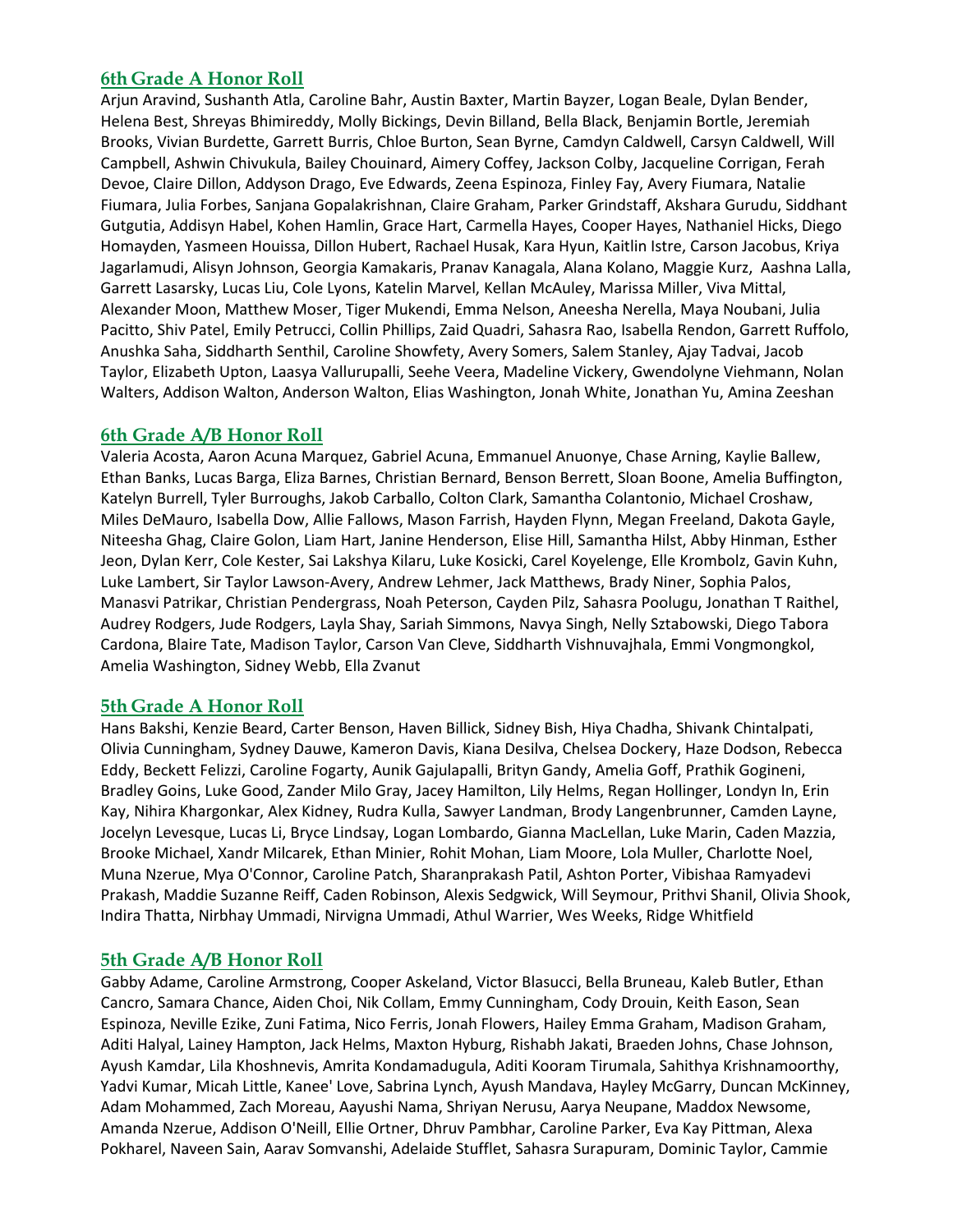## 6th Grade A Honor Roll

Arjun Aravind, Sushanth Atla, Caroline Bahr, Austin Baxter, Martin Bayzer, Logan Beale, Dylan Bender, Helena Best, Shreyas Bhimireddy, Molly Bickings, Devin Billand, Bella Black, Benjamin Bortle, Jeremiah Brooks, Vivian Burdette, Garrett Burris, Chloe Burton, Sean Byrne, Camdyn Caldwell, Carsyn Caldwell, Will Campbell, Ashwin Chivukula, Bailey Chouinard, Aimery Coffey, Jackson Colby, Jacqueline Corrigan, Ferah Devoe, Claire Dillon, Addyson Drago, Eve Edwards, Zeena Espinoza, Finley Fay, Avery Fiumara, Natalie Fiumara, Julia Forbes, Sanjana Gopalakrishnan, Claire Graham, Parker Grindstaff, Akshara Gurudu, Siddhant Gutgutia, Addisyn Habel, Kohen Hamlin, Grace Hart, Carmella Hayes, Cooper Hayes, Nathaniel Hicks, Diego Homayden, Yasmeen Houissa, Dillon Hubert, Rachael Husak, Kara Hyun, Kaitlin Istre, Carson Jacobus, Kriya Jagarlamudi, Alisyn Johnson, Georgia Kamakaris, Pranav Kanagala, Alana Kolano, Maggie Kurz, Aashna Lalla, Garrett Lasarsky, Lucas Liu, Cole Lyons, Katelin Marvel, Kellan McAuley, Marissa Miller, Viva Mittal, Alexander Moon, Matthew Moser, Tiger Mukendi, Emma Nelson, Aneesha Nerella, Maya Noubani, Julia Pacitto, Shiv Patel, Emily Petrucci, Collin Phillips, Zaid Quadri, Sahasra Rao, Isabella Rendon, Garrett Ruffolo, Anushka Saha, Siddharth Senthil, Caroline Showfety, Avery Somers, Salem Stanley, Ajay Tadvai, Jacob Taylor, Elizabeth Upton, Laasya Vallurupalli, Seehe Veera, Madeline Vickery, Gwendolyne Viehmann, Nolan Walters, Addison Walton, Anderson Walton, Elias Washington, Jonah White, Jonathan Yu, Amina Zeeshan

## 6th Grade A/B Honor Roll

Valeria Acosta, Aaron Acuna Marquez, Gabriel Acuna, Emmanuel Anuonye, Chase Arning, Kaylie Ballew, Ethan Banks, Lucas Barga, Eliza Barnes, Christian Bernard, Benson Berrett, Sloan Boone, Amelia Buffington, Katelyn Burrell, Tyler Burroughs, Jakob Carballo, Colton Clark, Samantha Colantonio, Michael Croshaw, Miles DeMauro, Isabella Dow, Allie Fallows, Mason Farrish, Hayden Flynn, Megan Freeland, Dakota Gayle, Niteesha Ghag, Claire Golon, Liam Hart, Janine Henderson, Elise Hill, Samantha Hilst, Abby Hinman, Esther Jeon, Dylan Kerr, Cole Kester, Sai Lakshya Kilaru, Luke Kosicki, Carel Koyelenge, Elle Krombolz, Gavin Kuhn, Luke Lambert, Sir Taylor Lawson-Avery, Andrew Lehmer, Jack Matthews, Brady Niner, Sophia Palos, Manasvi Patrikar, Christian Pendergrass, Noah Peterson, Cayden Pilz, Sahasra Poolugu, Jonathan T Raithel, Audrey Rodgers, Jude Rodgers, Layla Shay, Sariah Simmons, Navya Singh, Nelly Sztabowski, Diego Tabora Cardona, Blaire Tate, Madison Taylor, Carson Van Cleve, Siddharth Vishnuvajhala, Emmi Vongmongkol, Amelia Washington, Sidney Webb, Ella Zvanut

## 5th Grade A Honor Roll

Hans Bakshi, Kenzie Beard, Carter Benson, Haven Billick, Sidney Bish, Hiya Chadha, Shivank Chintalpati, Olivia Cunningham, Sydney Dauwe, Kameron Davis, Kiana Desilva, Chelsea Dockery, Haze Dodson, Rebecca Eddy, Beckett Felizzi, Caroline Fogarty, Aunik Gajulapalli, Brityn Gandy, Amelia Goff, Prathik Gogineni, Bradley Goins, Luke Good, Zander Milo Gray, Jacey Hamilton, Lily Helms, Regan Hollinger, Londyn In, Erin Kay, Nihira Khargonkar, Alex Kidney, Rudra Kulla, Sawyer Landman, Brody Langenbrunner, Camden Layne, Jocelyn Levesque, Lucas Li, Bryce Lindsay, Logan Lombardo, Gianna MacLellan, Luke Marin, Caden Mazzia, Brooke Michael, Xandr Milcarek, Ethan Minier, Rohit Mohan, Liam Moore, Lola Muller, Charlotte Noel, Muna Nzerue, Mya O'Connor, Caroline Patch, Sharanprakash Patil, Ashton Porter, Vibishaa Ramyadevi Prakash, Maddie Suzanne Reiff, Caden Robinson, Alexis Sedgwick, Will Seymour, Prithvi Shanil, Olivia Shook, Indira Thatta, Nirbhay Ummadi, Nirvigna Ummadi, Athul Warrier, Wes Weeks, Ridge Whitfield

## 5th Grade A/B Honor Roll

Gabby Adame, Caroline Armstrong, Cooper Askeland, Victor Blasucci, Bella Bruneau, Kaleb Butler, Ethan Cancro, Samara Chance, Aiden Choi, Nik Collam, Emmy Cunningham, Cody Drouin, Keith Eason, Sean Espinoza, Neville Ezike, Zuni Fatima, Nico Ferris, Jonah Flowers, Hailey Emma Graham, Madison Graham, Aditi Halyal, Lainey Hampton, Jack Helms, Maxton Hyburg, Rishabh Jakati, Braeden Johns, Chase Johnson, Ayush Kamdar, Lila Khoshnevis, Amrita Kondamadugula, Aditi Kooram Tirumala, Sahithya Krishnamoorthy, Yadvi Kumar, Micah Little, Kanee' Love, Sabrina Lynch, Ayush Mandava, Hayley McGarry, Duncan McKinney, Adam Mohammed, Zach Moreau, Aayushi Nama, Shriyan Nerusu, Aarya Neupane, Maddox Newsome, Amanda Nzerue, Addison O'Neill, Ellie Ortner, Dhruv Pambhar, Caroline Parker, Eva Kay Pittman, Alexa Pokharel, Naveen Sain, Aarav Somvanshi, Adelaide Stufflet, Sahasra Surapuram, Dominic Taylor, Cammie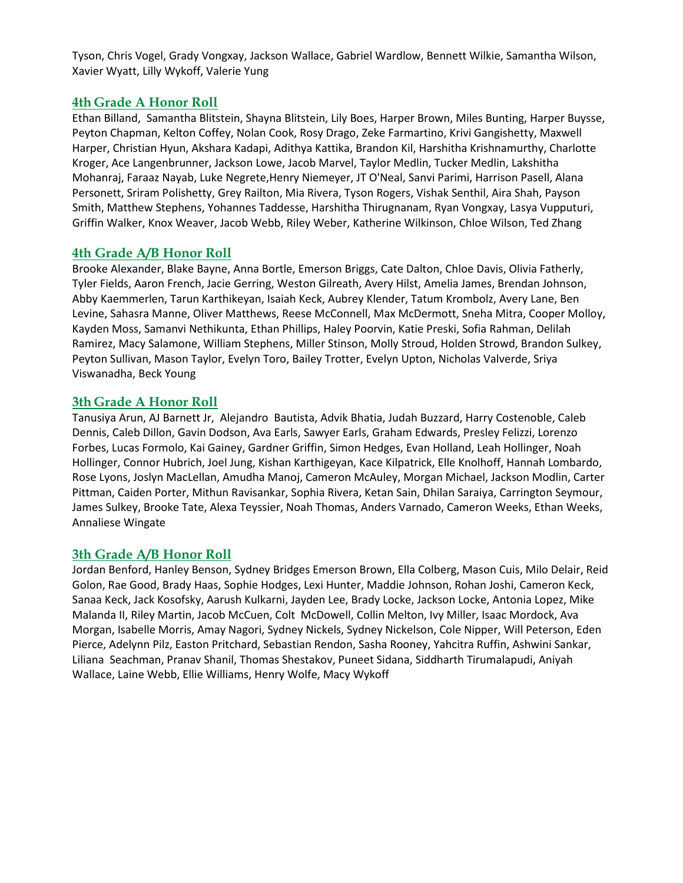Tyson, Chris Vogel, Grady Vongxay, Jackson Wallace, Gabriel Wardlow, Bennett Wilkie, Samantha Wilson, Xavier Wyatt, Lilly Wykoff, Valerie Yung

## 4th Grade A Honor Roll

Ethan Billand, Samantha Blitstein, Shayna Blitstein, Lily Boes, Harper Brown, Miles Bunting, Harper Buysse, Peyton Chapman, Kelton Coffey, Nolan Cook, Rosy Drago, Zeke Farmartino, Krivi Gangishetty, Maxwell Harper, Christian Hyun, Akshara Kadapi, Adithya Kattika, Brandon Kil, Harshitha Krishnamurthy, Charlotte Kroger, Ace Langenbrunner, Jackson Lowe, Jacob Marvel, Taylor Medlin, Tucker Medlin, Lakshitha Mohanraj, Faraaz Nayab, Luke Negrete,Henry Niemeyer, JT O'Neal, Sanvi Parimi, Harrison Pasell, Alana Personett, Sriram Polishetty, Grey Railton, Mia Rivera, Tyson Rogers, Vishak Senthil, Aira Shah, Payson Smith, Matthew Stephens, Yohannes Taddesse, Harshitha Thirugnanam, Ryan Vongxay, Lasya Vupputuri, Griffin Walker, Knox Weaver, Jacob Webb, Riley Weber, Katherine Wilkinson, Chloe Wilson, Ted Zhang

## 4th Grade A/B Honor Roll

Brooke Alexander, Blake Bayne, Anna Bortle, Emerson Briggs, Cate Dalton, Chloe Davis, Olivia Fatherly, Tyler Fields, Aaron French, Jacie Gerring, Weston Gilreath, Avery Hilst, Amelia James, Brendan Johnson, Abby Kaemmerlen, Tarun Karthikeyan, Isaiah Keck, Aubrey Klender, Tatum Krombolz, Avery Lane, Ben Levine, Sahasra Manne, Oliver Matthews, Reese McConnell, Max McDermott, Sneha Mitra, Cooper Molloy, Kayden Moss, Samanvi Nethikunta, Ethan Phillips, Haley Poorvin, Katie Preski, Sofia Rahman, Delilah Ramirez, Macy Salamone, William Stephens, Miller Stinson, Molly Stroud, Holden Strowd, Brandon Sulkey, Peyton Sullivan, Mason Taylor, Evelyn Toro, Bailey Trotter, Evelyn Upton, Nicholas Valverde, Sriya Viswanadha, Beck Young

## 3th Grade A Honor Roll

Tanusiya Arun, AJ Barnett Jr, Alejandro Bautista, Advik Bhatia, Judah Buzzard, Harry Costenoble, Caleb Dennis, Caleb Dillon, Gavin Dodson, Ava Earls, Sawyer Earls, Graham Edwards, Presley Felizzi, Lorenzo Forbes, Lucas Formolo, Kai Gainey, Gardner Griffin, Simon Hedges, Evan Holland, Leah Hollinger, Noah Hollinger, Connor Hubrich, Joel Jung, Kishan Karthigeyan, Kace Kilpatrick, Elle Knolhoff, Hannah Lombardo, Rose Lyons, Joslyn MacLellan, Amudha Manoj, Cameron McAuley, Morgan Michael, Jackson Modlin, Carter Pittman, Caiden Porter, Mithun Ravisankar, Sophia Rivera, Ketan Sain, Dhilan Saraiya, Carrington Seymour, James Sulkey, Brooke Tate, Alexa Teyssier, Noah Thomas, Anders Varnado, Cameron Weeks, Ethan Weeks, Annaliese Wingate

## 3th Grade A/B Honor Roll

Jordan Benford, Hanley Benson, Sydney Bridges Emerson Brown, Ella Colberg, Mason Cuis, Milo Delair, Reid Golon, Rae Good, Brady Haas, Sophie Hodges, Lexi Hunter, Maddie Johnson, Rohan Joshi, Cameron Keck, Sanaa Keck, Jack Kosofsky, Aarush Kulkarni, Jayden Lee, Brady Locke, Jackson Locke, Antonia Lopez, Mike Malanda II, Riley Martin, Jacob McCuen, Colt McDowell, Collin Melton, Ivy Miller, Isaac Mordock, Ava Morgan, Isabelle Morris, Amay Nagori, Sydney Nickels, Sydney Nickelson, Cole Nipper, Will Peterson, Eden Pierce, Adelynn Pilz, Easton Pritchard, Sebastian Rendon, Sasha Rooney, Yahcitra Ruffin, Ashwini Sankar, Liliana Seachman, Pranav Shanil, Thomas Shestakov, Puneet Sidana, Siddharth Tirumalapudi, Aniyah Wallace, Laine Webb, Ellie Williams, Henry Wolfe, Macy Wykoff